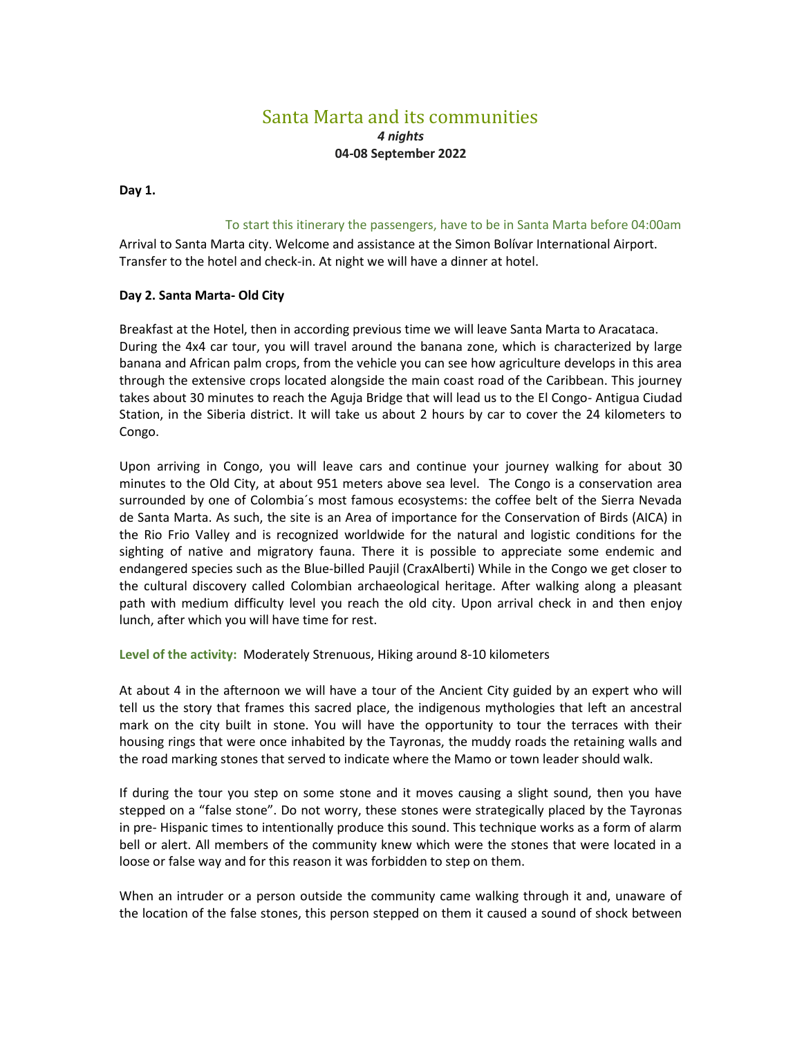# Santa Marta and its communities

***4 nights***

**04-08 September 2022**

**Day 1.**

To start this itinerary the passengers, have to be in Santa Marta before 04:00am

Arrival to Santa Marta city. Welcome and assistance at the Simon Bolívar International Airport. Transfer to the hotel and check-in. At night we will have a dinner at hotel.

**Day 2. Santa Marta- Old City**

Breakfast at the Hotel, then in according previous time we will leave Santa Marta to Aracataca. During the 4x4 car tour, you will travel around the banana zone, which is characterized by large banana and African palm crops, from the vehicle you can see how agriculture develops in this area through the extensive crops located alongside the main coast road of the Caribbean. This journey takes about 30 minutes to reach the Aguja Bridge that will lead us to the El Congo- Antigua Ciudad Station, in the Siberia district. It will take us about 2 hours by car to cover the 24 kilometers to Congo.

Upon arriving in Congo, you will leave cars and continue your journey walking for about 30 minutes to the Old City, at about 951 meters above sea level. The Congo is a conservation area surrounded by one of Colombia´s most famous ecosystems: the coffee belt of the Sierra Nevada de Santa Marta. As such, the site is an Area of importance for the Conservation of Birds (AICA) in the Rio Frio Valley and is recognized worldwide for the natural and logistic conditions for the sighting of native and migratory fauna. There it is possible to appreciate some endemic and endangered species such as the Blue-billed Paujil (CraxAlberti) While in the Congo we get closer to the cultural discovery called Colombian archaeological heritage. After walking along a pleasant path with medium difficulty level you reach the old city. Upon arrival check in and then enjoy lunch, after which you will have time for rest.

**Level of the activity:** Moderately Strenuous, Hiking around 8-10 kilometers

At about 4 in the afternoon we will have a tour of the Ancient City guided by an expert who will tell us the story that frames this sacred place, the indigenous mythologies that left an ancestral mark on the city built in stone. You will have the opportunity to tour the terraces with their housing rings that were once inhabited by the Tayronas, the muddy roads the retaining walls and the road marking stones that served to indicate where the Mamo or town leader should walk.

If during the tour you step on some stone and it moves causing a slight sound, then you have stepped on a "false stone". Do not worry, these stones were strategically placed by the Tayronas in pre- Hispanic times to intentionally produce this sound. This technique works as a form of alarm bell or alert. All members of the community knew which were the stones that were located in a loose or false way and for this reason it was forbidden to step on them.

When an intruder or a person outside the community came walking through it and, unaware of the location of the false stones, this person stepped on them it caused a sound of shock between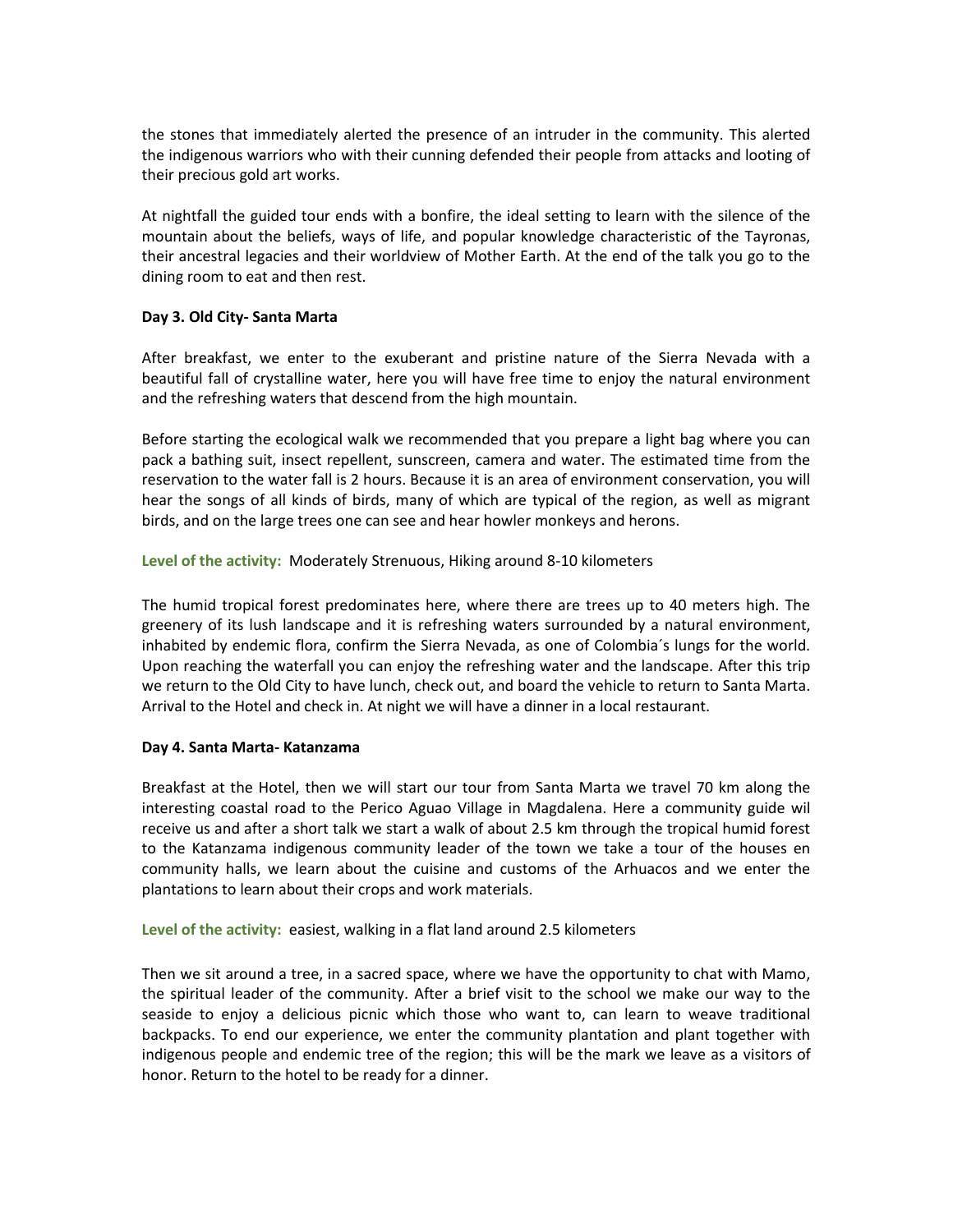the stones that immediately alerted the presence of an intruder in the community. This alerted the indigenous warriors who with their cunning defended their people from attacks and looting of their precious gold art works.

At nightfall the guided tour ends with a bonfire, the ideal setting to learn with the silence of the mountain about the beliefs, ways of life, and popular knowledge characteristic of the Tayronas, their ancestral legacies and their worldview of Mother Earth. At the end of the talk you go to the dining room to eat and then rest.

**Day 3. Old City- Santa Marta**

After breakfast, we enter to the exuberant and pristine nature of the Sierra Nevada with a beautiful fall of crystalline water, here you will have free time to enjoy the natural environment and the refreshing waters that descend from the high mountain.

Before starting the ecological walk we recommended that you prepare a light bag where you can pack a bathing suit, insect repellent, sunscreen, camera and water. The estimated time from the reservation to the water fall is 2 hours. Because it is an area of environment conservation, you will hear the songs of all kinds of birds, many of which are typical of the region, as well as migrant birds, and on the large trees one can see and hear howler monkeys and herons.

**Level of the activity:** Moderately Strenuous, Hiking around 8-10 kilometers

The humid tropical forest predominates here, where there are trees up to 40 meters high. The greenery of its lush landscape and it is refreshing waters surrounded by a natural environment, inhabited by endemic flora, confirm the Sierra Nevada, as one of Colombia´s lungs for the world. Upon reaching the waterfall you can enjoy the refreshing water and the landscape. After this trip we return to the Old City to have lunch, check out, and board the vehicle to return to Santa Marta. Arrival to the Hotel and check in. At night we will have a dinner in a local restaurant.

**Day 4. Santa Marta- Katanzama**

Breakfast at the Hotel, then we will start our tour from Santa Marta we travel 70 km along the interesting coastal road to the Perico Aguao Village in Magdalena. Here a community guide wil receive us and after a short talk we start a walk of about 2.5 km through the tropical humid forest to the Katanzama indigenous community leader of the town we take a tour of the houses en community halls, we learn about the cuisine and customs of the Arhuacos and we enter the plantations to learn about their crops and work materials.

**Level of the activity:** easiest, walking in a flat land around 2.5 kilometers

Then we sit around a tree, in a sacred space, where we have the opportunity to chat with Mamo, the spiritual leader of the community. After a brief visit to the school we make our way to the seaside to enjoy a delicious picnic which those who want to, can learn to weave traditional backpacks. To end our experience, we enter the community plantation and plant together with indigenous people and endemic tree of the region; this will be the mark we leave as a visitors of honor. Return to the hotel to be ready for a dinner.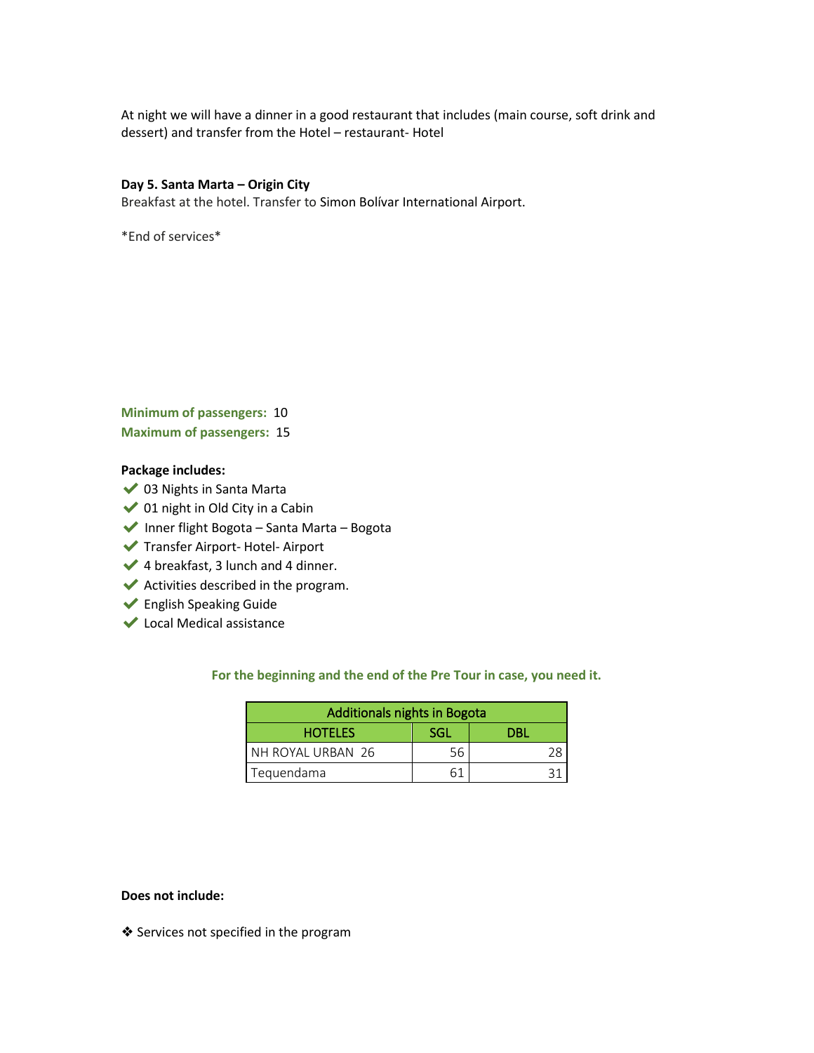At night we will have a dinner in a good restaurant that includes (main course, soft drink and dessert) and transfer from the Hotel – restaurant- Hotel

**Day 5. Santa Marta – Origin City**
Breakfast at the hotel. Transfer to Simon Bolívar International Airport.

*End of services*

**Minimum of passengers:** 10
**Maximum of passengers:** 15

**Package includes:**

- ✔ 03 Nights in Santa Marta
- ✔ 01 night in Old City in a Cabin
- ✔ Inner flight Bogota – Santa Marta – Bogota
- ✔ Transfer Airport- Hotel- Airport
- ✔ 4 breakfast, 3 lunch and 4 dinner.
- ✔ Activities described in the program.
- ✔ English Speaking Guide
- ✔ Local Medical assistance

**For the beginning and the end of the Pre Tour in case, you need it.**

| Additionals nights in Bogota | | |
|---|---|---|
| HOTELES | SGL | DBL |
| NH ROYAL URBAN 26 | 56 | 28 |
| Tequendama | 61 | 31 |

**Does not include:**

❖ Services not specified in the program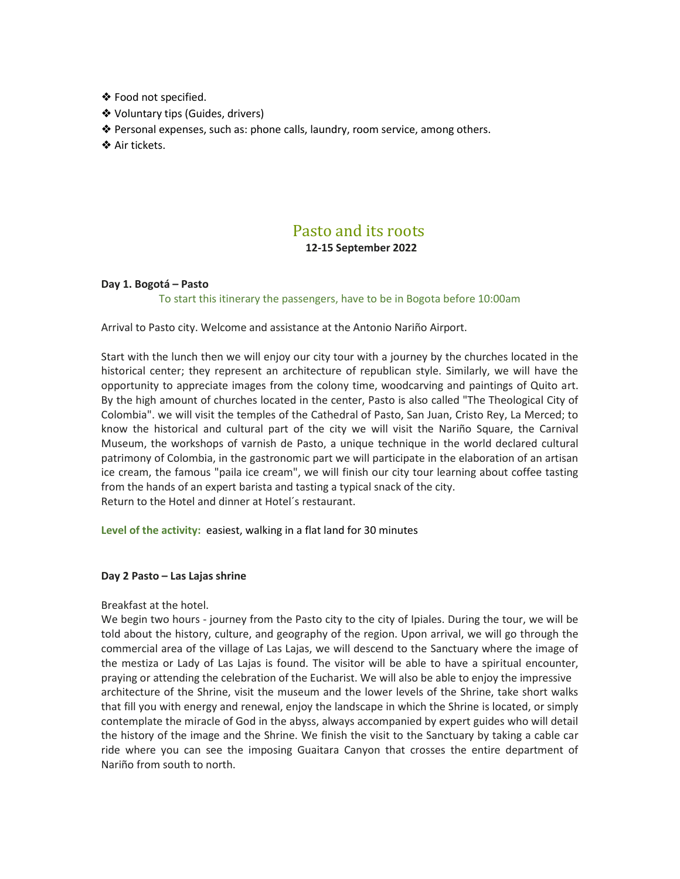- ❖ Food not specified.
- ❖ Voluntary tips (Guides, drivers)
- ❖ Personal expenses, such as: phone calls, laundry, room service, among others.
- ❖ Air tickets.

## Pasto and its roots

**12-15 September 2022**

**Day 1. Bogotá – Pasto**

To start this itinerary the passengers, have to be in Bogota before 10:00am

Arrival to Pasto city. Welcome and assistance at the Antonio Nariño Airport.

Start with the lunch then we will enjoy our city tour with a journey by the churches located in the historical center; they represent an architecture of republican style. Similarly, we will have the opportunity to appreciate images from the colony time, woodcarving and paintings of Quito art. By the high amount of churches located in the center, Pasto is also called "The Theological City of Colombia". we will visit the temples of the Cathedral of Pasto, San Juan, Cristo Rey, La Merced; to know the historical and cultural part of the city we will visit the Nariño Square, the Carnival Museum, the workshops of varnish de Pasto, a unique technique in the world declared cultural patrimony of Colombia, in the gastronomic part we will participate in the elaboration of an artisan ice cream, the famous "paila ice cream", we will finish our city tour learning about coffee tasting from the hands of an expert barista and tasting a typical snack of the city.
Return to the Hotel and dinner at Hotel´s restaurant.

**Level of the activity:** easiest, walking in a flat land for 30 minutes

**Day 2 Pasto – Las Lajas shrine**

Breakfast at the hotel.
We begin two hours - journey from the Pasto city to the city of Ipiales. During the tour, we will be told about the history, culture, and geography of the region. Upon arrival, we will go through the commercial area of the village of Las Lajas, we will descend to the Sanctuary where the image of the mestiza or Lady of Las Lajas is found. The visitor will be able to have a spiritual encounter, praying or attending the celebration of the Eucharist. We will also be able to enjoy the impressive architecture of the Shrine, visit the museum and the lower levels of the Shrine, take short walks that fill you with energy and renewal, enjoy the landscape in which the Shrine is located, or simply contemplate the miracle of God in the abyss, always accompanied by expert guides who will detail the history of the image and the Shrine. We finish the visit to the Sanctuary by taking a cable car ride where you can see the imposing Guaitara Canyon that crosses the entire department of Nariño from south to north.